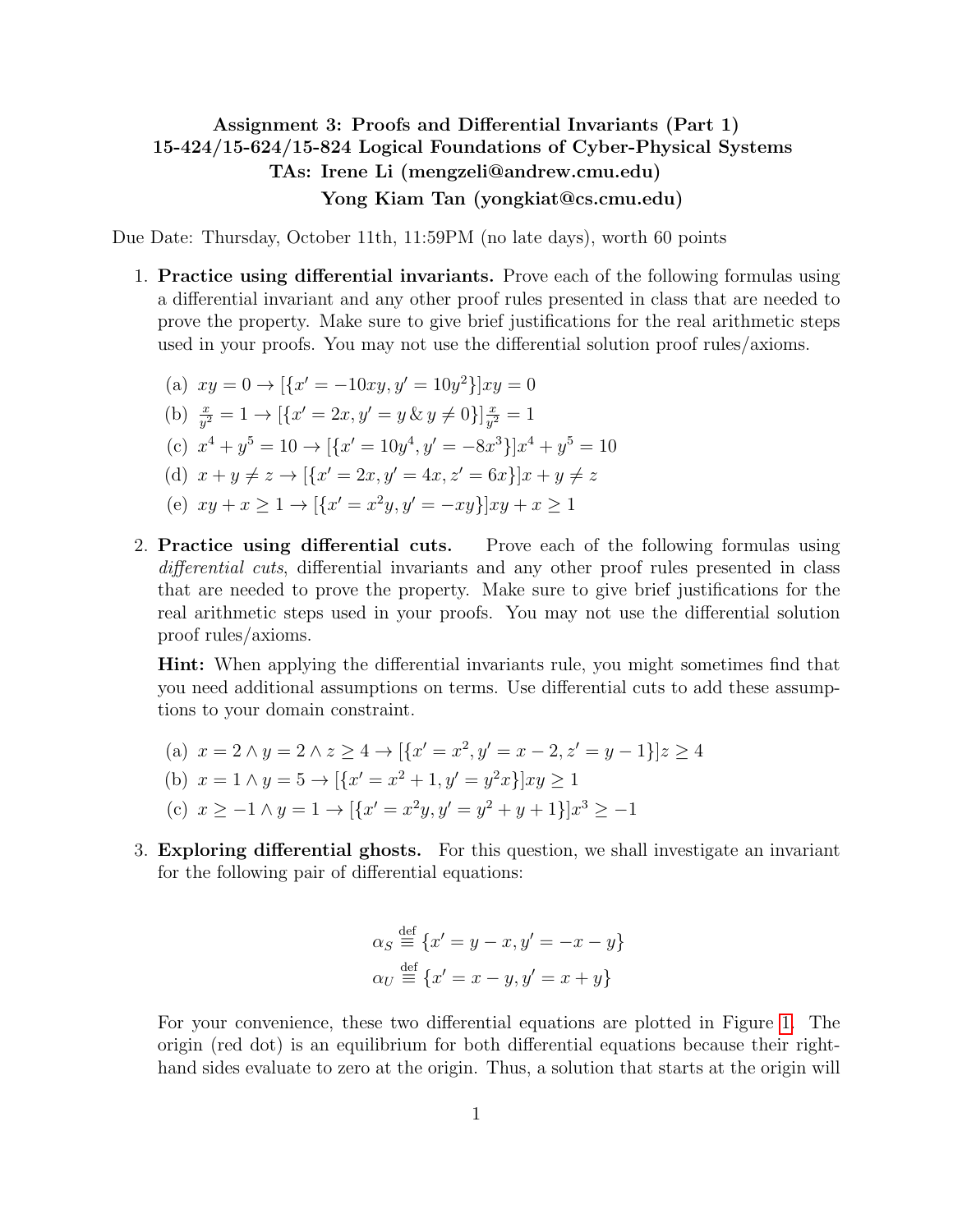**Assignment 3: Proofs and Differential Invariants (Part 1)**
**15-424/15-624/15-824 Logical Foundations of Cyber-Physical Systems**
**TAs: Irene Li (mengzeli@andrew.cmu.edu)**
**Yong Kiam Tan (yongkiat@cs.cmu.edu)**

Due Date: Thursday, October 11th, 11:59PM (no late days), worth 60 points

1. **Practice using differential invariants.** Prove each of the following formulas using a differential invariant and any other proof rules presented in class that are needed to prove the property. Make sure to give brief justifications for the real arithmetic steps used in your proofs. You may not use the differential solution proof rules/axioms.

   (a) $xy = 0 \rightarrow [\{x' = -10xy, y' = 10y^2\}]xy = 0$

   (b) $\frac{x}{y^2} = 1 \rightarrow [\{x' = 2x, y' = y \,\&\, y \neq 0\}]\frac{x}{y^2} = 1$

   (c) $x^4 + y^5 = 10 \rightarrow [\{x' = 10y^4, y' = -8x^3\}]x^4 + y^5 = 10$

   (d) $x + y \neq z \rightarrow [\{x' = 2x, y' = 4x, z' = 6x\}]x + y \neq z$

   (e) $xy + x \geq 1 \rightarrow [\{x' = x^2y, y' = -xy\}]xy + x \geq 1$

2. **Practice using differential cuts.** Prove each of the following formulas using *differential cuts*, differential invariants and any other proof rules presented in class that are needed to prove the property. Make sure to give brief justifications for the real arithmetic steps used in your proofs. You may not use the differential solution proof rules/axioms.

   **Hint:** When applying the differential invariants rule, you might sometimes find that you need additional assumptions on terms. Use differential cuts to add these assumptions to your domain constraint.

   (a) $x = 2 \wedge y = 2 \wedge z \geq 4 \rightarrow [\{x' = x^2, y' = x - 2, z' = y - 1\}]z \geq 4$

   (b) $x = 1 \wedge y = 5 \rightarrow [\{x' = x^2 + 1, y' = y^2x\}]xy \geq 1$

   (c) $x \geq -1 \wedge y = 1 \rightarrow [\{x' = x^2y, y' = y^2 + y + 1\}]x^3 \geq -1$

3. **Exploring differential ghosts.** For this question, we shall investigate an invariant for the following pair of differential equations:

$$\alpha_S \stackrel{\text{def}}{\equiv} \{x' = y - x, y' = -x - y\}$$

$$\alpha_U \stackrel{\text{def}}{\equiv} \{x' = x - y, y' = x + y\}$$

For your convenience, these two differential equations are plotted in Figure 1. The origin (red dot) is an equilibrium for both differential equations because their right-hand sides evaluate to zero at the origin. Thus, a solution that starts at the origin will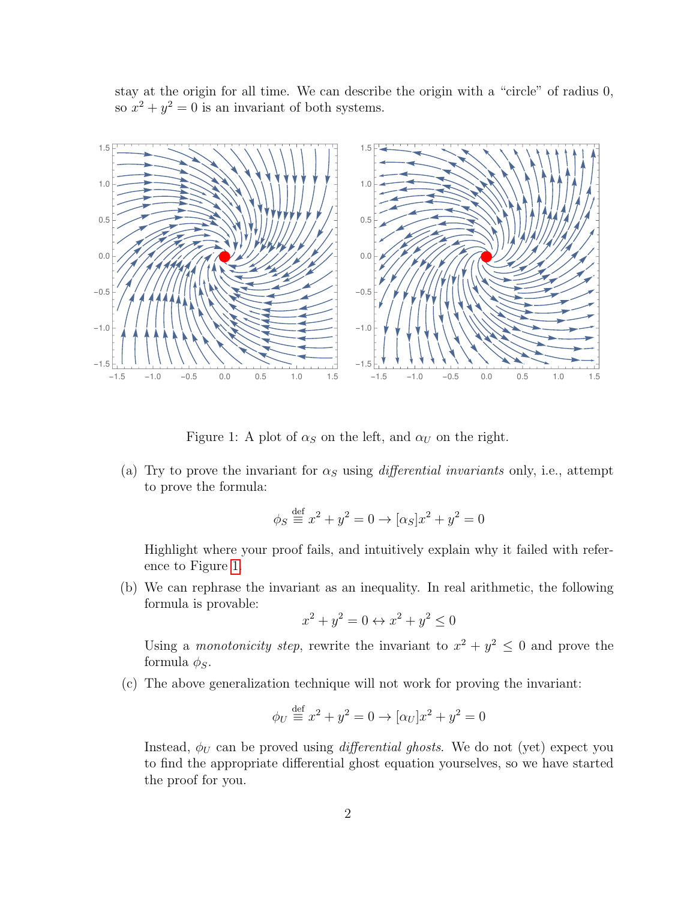stay at the origin for all time. We can describe the origin with a "circle" of radius 0, so $x^2 + y^2 = 0$ is an invariant of both systems.

Figure 1: A plot of $\alpha_S$ on the left, and $\alpha_U$ on the right.

(a) Try to prove the invariant for $\alpha_S$ using *differential invariants* only, i.e., attempt to prove the formula:

$$\phi_S \stackrel{\text{def}}{\equiv} x^2 + y^2 = 0 \rightarrow [\alpha_S]x^2 + y^2 = 0$$

Highlight where your proof fails, and intuitively explain why it failed with reference to Figure 1.

(b) We can rephrase the invariant as an inequality. In real arithmetic, the following formula is provable:

$$x^2 + y^2 = 0 \leftrightarrow x^2 + y^2 \leq 0$$

Using a *monotonicity step*, rewrite the invariant to $x^2 + y^2 \leq 0$ and prove the formula $\phi_S$.

(c) The above generalization technique will not work for proving the invariant:

$$\phi_U \stackrel{\text{def}}{\equiv} x^2 + y^2 = 0 \rightarrow [\alpha_U]x^2 + y^2 = 0$$

Instead, $\phi_U$ can be proved using *differential ghosts*. We do not (yet) expect you to find the appropriate differential ghost equation yourselves, so we have started the proof for you.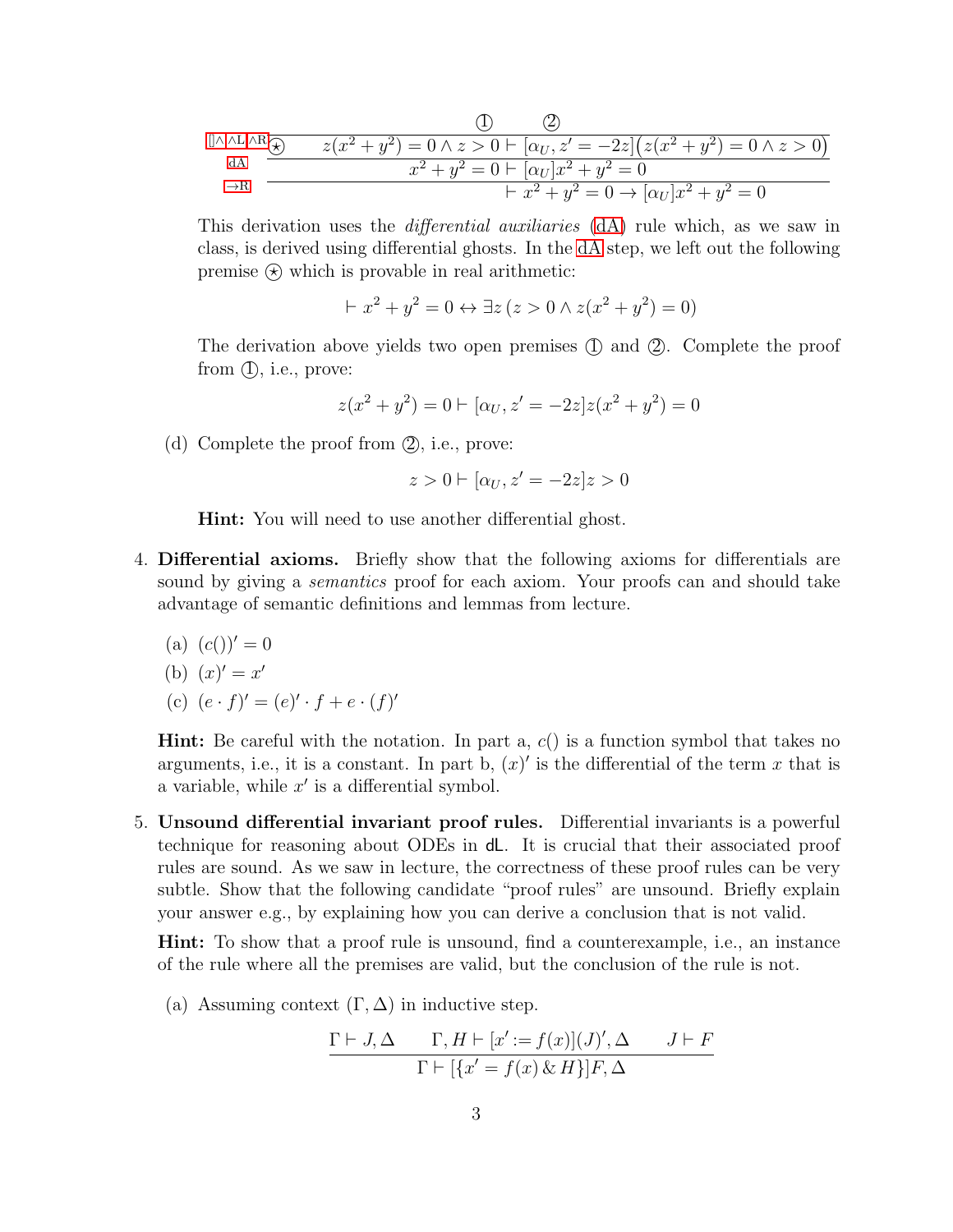$$
\dfrac{\dfrac{\dfrac{\overset{\textcircled{1} \qquad \textcircled{2}}{\quad}}{z(x^2+y^2)=0 \land z>0 \vdash [\alpha_U, z'=-2z]\big(z(x^2+y^2)=0 \land z>0\big)}\ {[]\land, \land L, \land R}\quad \textcircled{\star}}{x^2+y^2=0 \vdash [\alpha_U]x^2+y^2=0}\ \text{dA}}{\vdash x^2+y^2=0 \to [\alpha_U]x^2+y^2=0}\ {\to}\text{R}
$$

This derivation uses the *differential auxiliaries* (dA) rule which, as we saw in class, is derived using differential ghosts. In the dA step, we left out the following premise $\textcircled{\star}$ which is provable in real arithmetic:

$$\vdash x^2+y^2=0 \leftrightarrow \exists z\,(z>0 \land z(x^2+y^2)=0)$$

The derivation above yields two open premises ① and ②. Complete the proof from ①, i.e., prove:

$$z(x^2+y^2)=0 \vdash [\alpha_U, z'=-2z]z(x^2+y^2)=0$$

(d) Complete the proof from ②, i.e., prove:

$$z>0 \vdash [\alpha_U, z'=-2z]z>0$$

**Hint:** You will need to use another differential ghost.

4. **Differential axioms.** Briefly show that the following axioms for differentials are sound by giving a *semantics* proof for each axiom. Your proofs can and should take advantage of semantic definitions and lemmas from lecture.

   (a) $(c())' = 0$

   (b) $(x)' = x'$

   (c) $(e \cdot f)' = (e)' \cdot f + e \cdot (f)'$

   **Hint:** Be careful with the notation. In part a, $c()$ is a function symbol that takes no arguments, i.e., it is a constant. In part b, $(x)'$ is the differential of the term $x$ that is a variable, while $x'$ is a differential symbol.

5. **Unsound differential invariant proof rules.** Differential invariants is a powerful technique for reasoning about ODEs in dL. It is crucial that their associated proof rules are sound. As we saw in lecture, the correctness of these proof rules can be very subtle. Show that the following candidate "proof rules" are unsound. Briefly explain your answer e.g., by explaining how you can derive a conclusion that is not valid.

   **Hint:** To show that a proof rule is unsound, find a counterexample, i.e., an instance of the rule where all the premises are valid, but the conclusion of the rule is not.

   (a) Assuming context $(\Gamma, \Delta)$ in inductive step.

$$\frac{\Gamma \vdash J, \Delta \qquad \Gamma, H \vdash [x' := f(x)](J)', \Delta \qquad J \vdash F}{\Gamma \vdash [\{x' = f(x)\,\&\, H\}]F, \Delta}$$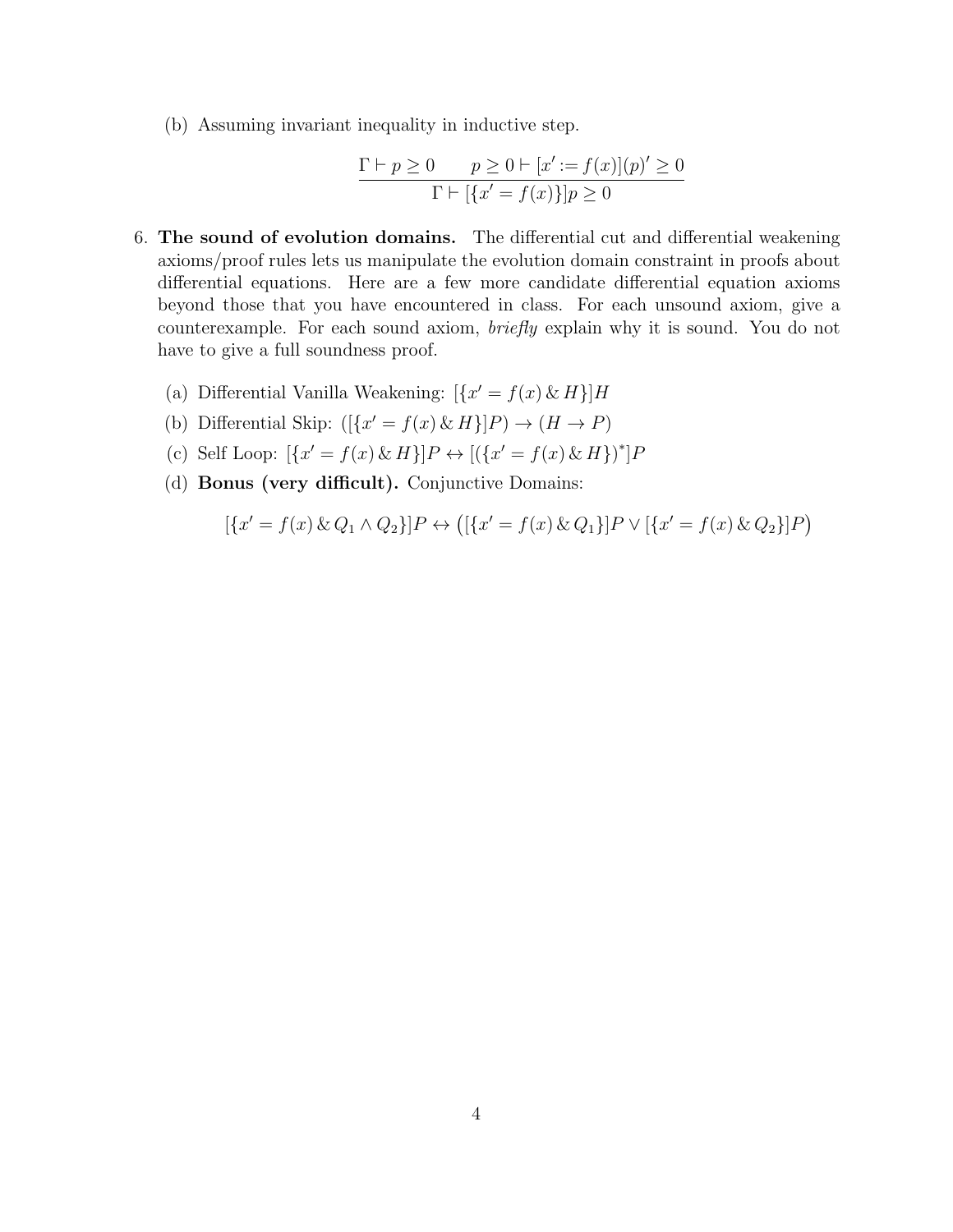(b) Assuming invariant inequality in inductive step.

$$\frac{\Gamma \vdash p \geq 0 \qquad p \geq 0 \vdash [x' := f(x)](p)' \geq 0}{\Gamma \vdash [\{x' = f(x)\}]p \geq 0}$$

6. **The sound of evolution domains.** The differential cut and differential weakening axioms/proof rules lets us manipulate the evolution domain constraint in proofs about differential equations. Here are a few more candidate differential equation axioms beyond those that you have encountered in class. For each unsound axiom, give a counterexample. For each sound axiom, *briefly* explain why it is sound. You do not have to give a full soundness proof.

   (a) Differential Vanilla Weakening: $[\{x' = f(x) \,\&\, H\}]H$

   (b) Differential Skip: $([\{x' = f(x) \,\&\, H\}]P) \rightarrow (H \rightarrow P)$

   (c) Self Loop: $[\{x' = f(x) \,\&\, H\}]P \leftrightarrow [(\{x' = f(x) \,\&\, H\})^*]P$

   (d) **Bonus (very difficult).** Conjunctive Domains:

   $$[\{x' = f(x) \,\&\, Q_1 \wedge Q_2\}]P \leftrightarrow \big([\{x' = f(x) \,\&\, Q_1\}]P \vee [\{x' = f(x) \,\&\, Q_2\}]P\big)$$